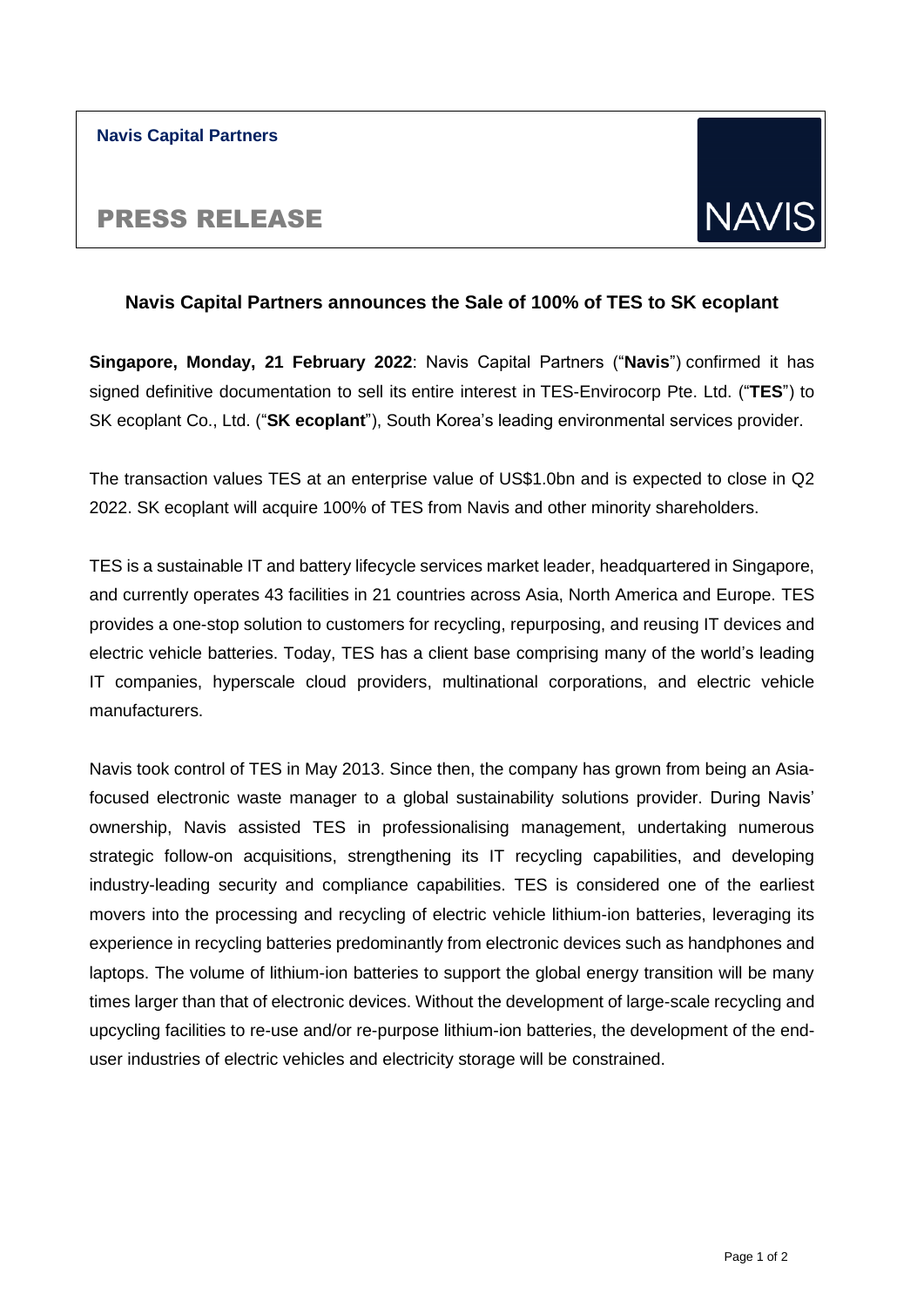**Navis Capital Partners**

# PRESS RELEASE

NAVIS

## Navis Capital Partners announces the Sale of 100% of TES to SK ecoplant

**Singapore, Monday, 21 February 2022**: Navis Capital Partners ("**Navis**") confirmed it has signed definitive documentation to sell its entire interest in TES-Envirocorp Pte. Ltd. ("**TES**") to SK ecoplant Co., Ltd. ("**SK ecoplant**"), South Korea's leading environmental services provider.

The transaction values TES at an enterprise value of US$1.0bn and is expected to close in Q2 2022. SK ecoplant will acquire 100% of TES from Navis and other minority shareholders.

TES is a sustainable IT and battery lifecycle services market leader, headquartered in Singapore, and currently operates 43 facilities in 21 countries across Asia, North America and Europe. TES provides a one-stop solution to customers for recycling, repurposing, and reusing IT devices and electric vehicle batteries. Today, TES has a client base comprising many of the world's leading IT companies, hyperscale cloud providers, multinational corporations, and electric vehicle manufacturers.

Navis took control of TES in May 2013. Since then, the company has grown from being an Asia-focused electronic waste manager to a global sustainability solutions provider. During Navis' ownership, Navis assisted TES in professionalising management, undertaking numerous strategic follow-on acquisitions, strengthening its IT recycling capabilities, and developing industry-leading security and compliance capabilities. TES is considered one of the earliest movers into the processing and recycling of electric vehicle lithium-ion batteries, leveraging its experience in recycling batteries predominantly from electronic devices such as handphones and laptops. The volume of lithium-ion batteries to support the global energy transition will be many times larger than that of electronic devices. Without the development of large-scale recycling and upcycling facilities to re-use and/or re-purpose lithium-ion batteries, the development of the end-user industries of electric vehicles and electricity storage will be constrained.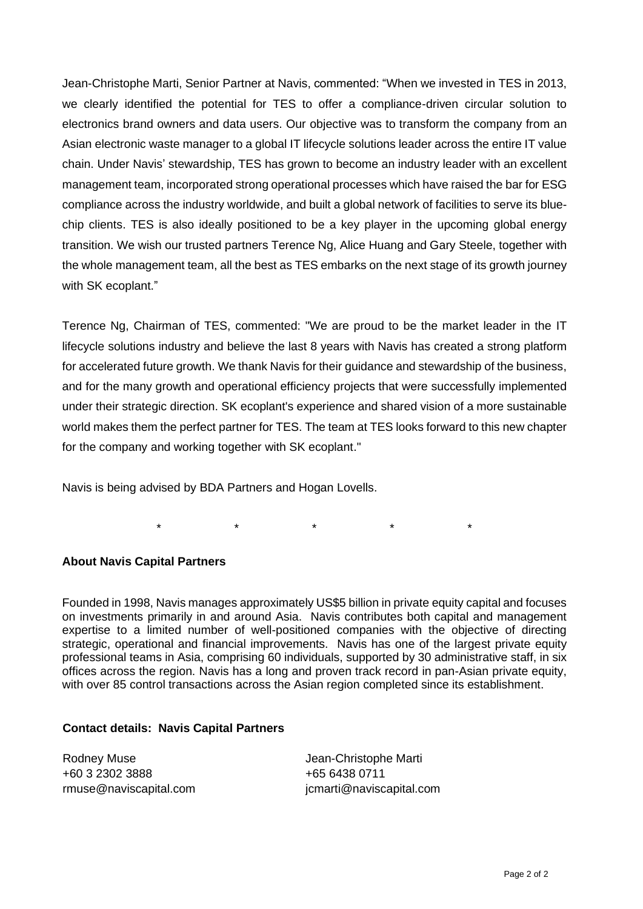Jean-Christophe Marti, Senior Partner at Navis, commented: "When we invested in TES in 2013, we clearly identified the potential for TES to offer a compliance-driven circular solution to electronics brand owners and data users. Our objective was to transform the company from an Asian electronic waste manager to a global IT lifecycle solutions leader across the entire IT value chain. Under Navis' stewardship, TES has grown to become an industry leader with an excellent management team, incorporated strong operational processes which have raised the bar for ESG compliance across the industry worldwide, and built a global network of facilities to serve its blue-chip clients. TES is also ideally positioned to be a key player in the upcoming global energy transition. We wish our trusted partners Terence Ng, Alice Huang and Gary Steele, together with the whole management team, all the best as TES embarks on the next stage of its growth journey with SK ecoplant."

Terence Ng, Chairman of TES, commented: "We are proud to be the market leader in the IT lifecycle solutions industry and believe the last 8 years with Navis has created a strong platform for accelerated future growth. We thank Navis for their guidance and stewardship of the business, and for the many growth and operational efficiency projects that were successfully implemented under their strategic direction. SK ecoplant's experience and shared vision of a more sustainable world makes them the perfect partner for TES. The team at TES looks forward to this new chapter for the company and working together with SK ecoplant."

Navis is being advised by BDA Partners and Hogan Lovells.

\*  \*  \*  \*  \*

**About Navis Capital Partners**

Founded in 1998, Navis manages approximately US$5 billion in private equity capital and focuses on investments primarily in and around Asia. Navis contributes both capital and management expertise to a limited number of well-positioned companies with the objective of directing strategic, operational and financial improvements. Navis has one of the largest private equity professional teams in Asia, comprising 60 individuals, supported by 30 administrative staff, in six offices across the region. Navis has a long and proven track record in pan-Asian private equity, with over 85 control transactions across the Asian region completed since its establishment.

**Contact details: Navis Capital Partners**

Rodney Muse
+60 3 2302 3888
rmuse@naviscapital.com

Jean-Christophe Marti
+65 6438 0711
jcmarti@naviscapital.com